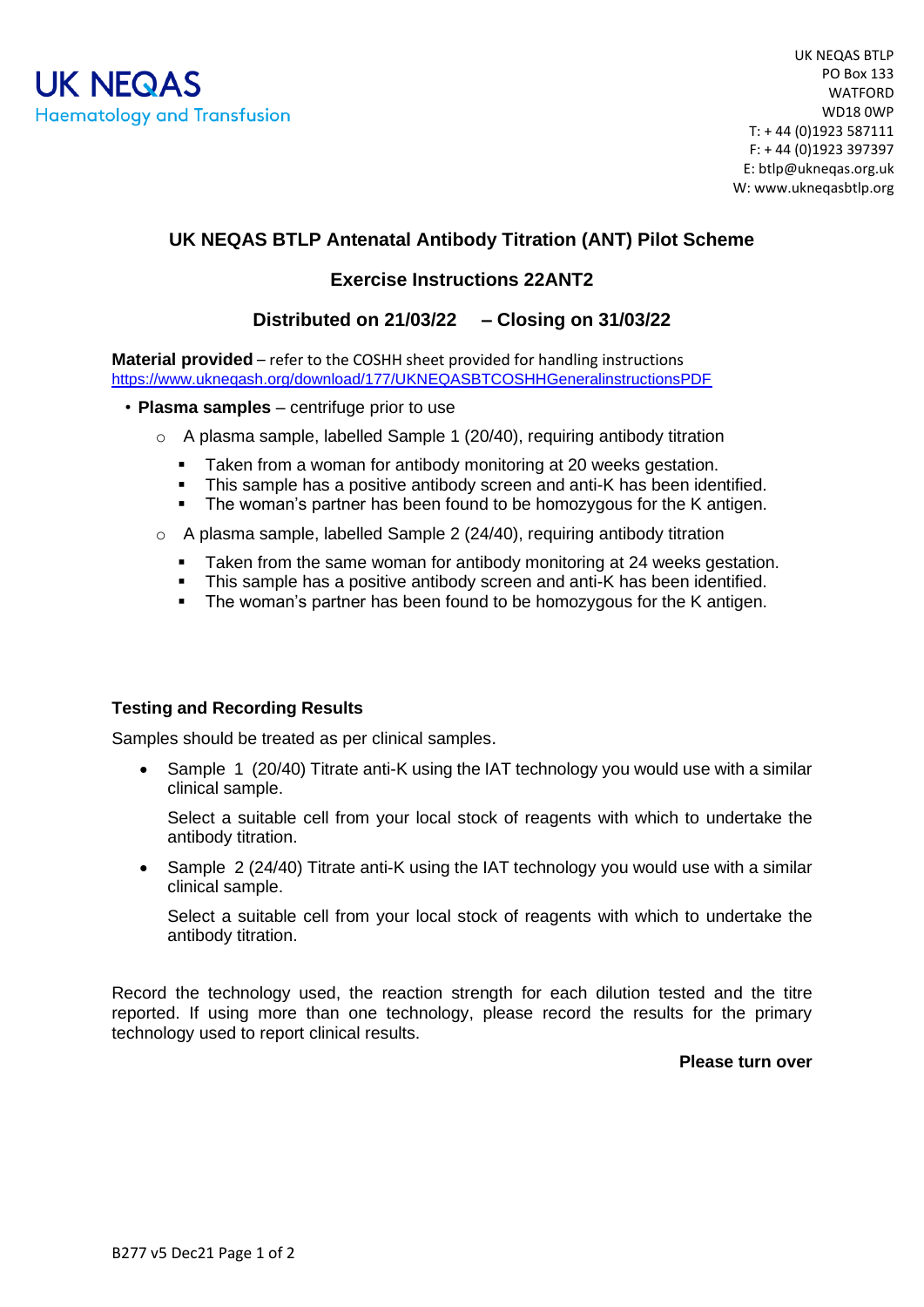UK NEQAS
Haematology and Transfusion

UK NEQAS BTLP
PO Box 133
WATFORD
WD18 0WP
T: + 44 (0)1923 587111
F: + 44 (0)1923 397397
E: btlp@ukneqas.org.uk
W: www.ukneqasbtlp.org

# UK NEQAS BTLP Antenatal Antibody Titration (ANT) Pilot Scheme

## Exercise Instructions 22ANT2

## Distributed on 21/03/22 – Closing on 31/03/22

**Material provided** – refer to the COSHH sheet provided for handling instructions
https://www.ukneqash.org/download/177/UKNEQASBTCOSHHGeneralinstructionsPDF

- **Plasma samples** – centrifuge prior to use
  - A plasma sample, labelled Sample 1 (20/40), requiring antibody titration
    - Taken from a woman for antibody monitoring at 20 weeks gestation.
    - This sample has a positive antibody screen and anti-K has been identified.
    - The woman's partner has been found to be homozygous for the K antigen.
  - A plasma sample, labelled Sample 2 (24/40), requiring antibody titration
    - Taken from the same woman for antibody monitoring at 24 weeks gestation.
    - This sample has a positive antibody screen and anti-K has been identified.
    - The woman's partner has been found to be homozygous for the K antigen.

**Testing and Recording Results**

Samples should be treated as per clinical samples.

- Sample 1 (20/40) Titrate anti-K using the IAT technology you would use with a similar clinical sample.

  Select a suitable cell from your local stock of reagents with which to undertake the antibody titration.

- Sample 2 (24/40) Titrate anti-K using the IAT technology you would use with a similar clinical sample.

  Select a suitable cell from your local stock of reagents with which to undertake the antibody titration.

Record the technology used, the reaction strength for each dilution tested and the titre reported. If using more than one technology, please record the results for the primary technology used to report clinical results.

**Please turn over**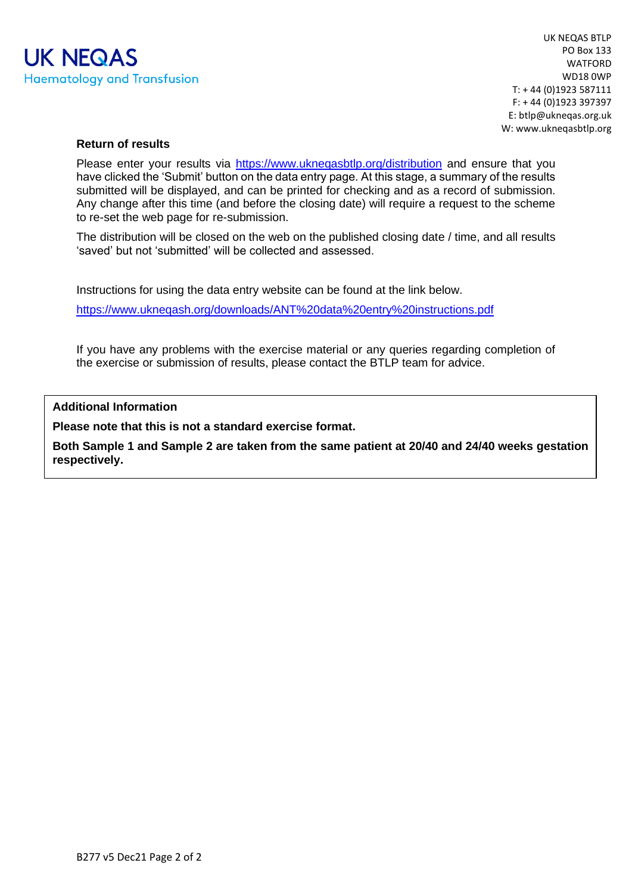UK NEQAS
Haematology and Transfusion

UK NEQAS BTLP
PO Box 133
WATFORD
WD18 0WP
T: + 44 (0)1923 587111
F: + 44 (0)1923 397397
E: btlp@ukneqas.org.uk
W: www.ukneqasbtlp.org

**Return of results**

Please enter your results via https://www.ukneqasbtlp.org/distribution and ensure that you have clicked the 'Submit' button on the data entry page. At this stage, a summary of the results submitted will be displayed, and can be printed for checking and as a record of submission. Any change after this time (and before the closing date) will require a request to the scheme to re-set the web page for re-submission.

The distribution will be closed on the web on the published closing date / time, and all results 'saved' but not 'submitted' will be collected and assessed.

Instructions for using the data entry website can be found at the link below.

https://www.ukneqash.org/downloads/ANT%20data%20entry%20instructions.pdf

If you have any problems with the exercise material or any queries regarding completion of the exercise or submission of results, please contact the BTLP team for advice.

**Additional Information**

**Please note that this is not a standard exercise format.**

**Both Sample 1 and Sample 2 are taken from the same patient at 20/40 and 24/40 weeks gestation respectively.**

B277 v5 Dec21